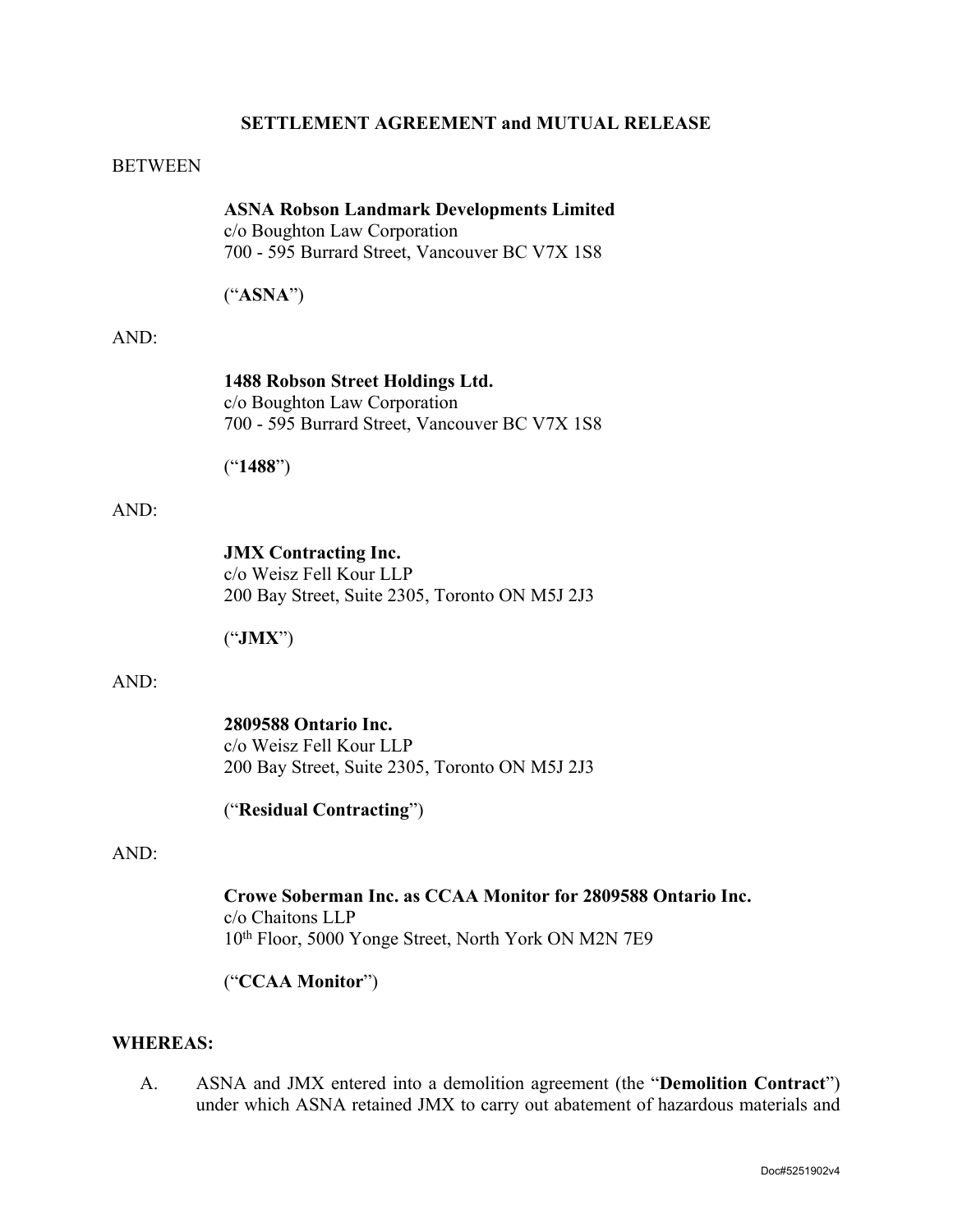**SETTLEMENT AGREEMENT and MUTUAL RELEASE**

BETWEEN

**ASNA Robson Landmark Developments Limited**
c/o Boughton Law Corporation
700 - 595 Burrard Street, Vancouver BC V7X 1S8

("**ASNA**")

AND:

**1488 Robson Street Holdings Ltd.**
c/o Boughton Law Corporation
700 - 595 Burrard Street, Vancouver BC V7X 1S8

("**1488**")

AND:

**JMX Contracting Inc.**
c/o Weisz Fell Kour LLP
200 Bay Street, Suite 2305, Toronto ON M5J 2J3

("**JMX**")

AND:

**2809588 Ontario Inc.**
c/o Weisz Fell Kour LLP
200 Bay Street, Suite 2305, Toronto ON M5J 2J3

("**Residual Contracting**")

AND:

**Crowe Soberman Inc. as CCAA Monitor for 2809588 Ontario Inc.**
c/o Chaitons LLP
10th Floor, 5000 Yonge Street, North York ON M2N 7E9

("**CCAA Monitor**")

**WHEREAS:**

A. ASNA and JMX entered into a demolition agreement (the "**Demolition Contract**") under which ASNA retained JMX to carry out abatement of hazardous materials and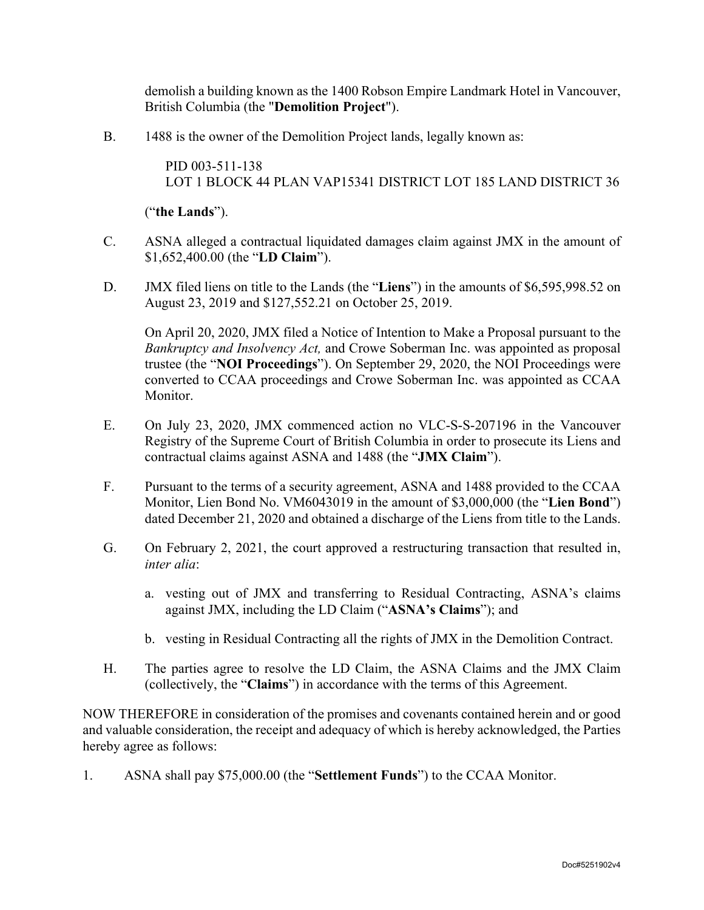demolish a building known as the 1400 Robson Empire Landmark Hotel in Vancouver, British Columbia (the "**Demolition Project**").

B. 1488 is the owner of the Demolition Project lands, legally known as:

PID 003-511-138
LOT 1 BLOCK 44 PLAN VAP15341 DISTRICT LOT 185 LAND DISTRICT 36

("**the Lands**").

C. ASNA alleged a contractual liquidated damages claim against JMX in the amount of $1,652,400.00 (the "**LD Claim**").

D. JMX filed liens on title to the Lands (the "**Liens**") in the amounts of $6,595,998.52 on August 23, 2019 and $127,552.21 on October 25, 2019.

On April 20, 2020, JMX filed a Notice of Intention to Make a Proposal pursuant to the *Bankruptcy and Insolvency Act,* and Crowe Soberman Inc. was appointed as proposal trustee (the "**NOI Proceedings**"). On September 29, 2020, the NOI Proceedings were converted to CCAA proceedings and Crowe Soberman Inc. was appointed as CCAA Monitor.

E. On July 23, 2020, JMX commenced action no VLC-S-S-207196 in the Vancouver Registry of the Supreme Court of British Columbia in order to prosecute its Liens and contractual claims against ASNA and 1488 (the "**JMX Claim**").

F. Pursuant to the terms of a security agreement, ASNA and 1488 provided to the CCAA Monitor, Lien Bond No. VM6043019 in the amount of $3,000,000 (the "**Lien Bond**") dated December 21, 2020 and obtained a discharge of the Liens from title to the Lands.

G. On February 2, 2021, the court approved a restructuring transaction that resulted in, *inter alia*:

a. vesting out of JMX and transferring to Residual Contracting, ASNA's claims against JMX, including the LD Claim ("**ASNA's Claims**"); and

b. vesting in Residual Contracting all the rights of JMX in the Demolition Contract.

H. The parties agree to resolve the LD Claim, the ASNA Claims and the JMX Claim (collectively, the "**Claims**") in accordance with the terms of this Agreement.

NOW THEREFORE in consideration of the promises and covenants contained herein and or good and valuable consideration, the receipt and adequacy of which is hereby acknowledged, the Parties hereby agree as follows:

1. ASNA shall pay $75,000.00 (the "**Settlement Funds**") to the CCAA Monitor.

Doc#5251902v4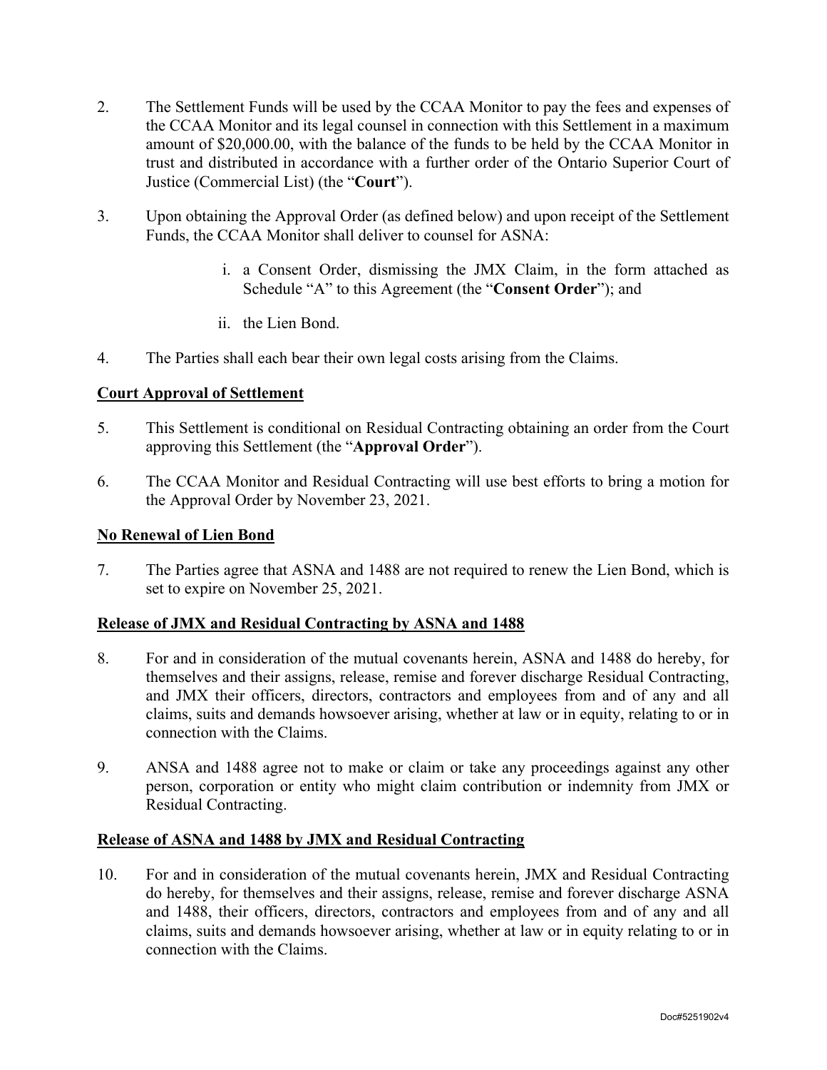2. The Settlement Funds will be used by the CCAA Monitor to pay the fees and expenses of the CCAA Monitor and its legal counsel in connection with this Settlement in a maximum amount of $20,000.00, with the balance of the funds to be held by the CCAA Monitor in trust and distributed in accordance with a further order of the Ontario Superior Court of Justice (Commercial List) (the "**Court**").

3. Upon obtaining the Approval Order (as defined below) and upon receipt of the Settlement Funds, the CCAA Monitor shall deliver to counsel for ASNA:

   i. a Consent Order, dismissing the JMX Claim, in the form attached as Schedule "A" to this Agreement (the "**Consent Order**"); and

   ii. the Lien Bond.

4. The Parties shall each bear their own legal costs arising from the Claims.

**<u>Court Approval of Settlement</u>**

5. This Settlement is conditional on Residual Contracting obtaining an order from the Court approving this Settlement (the "**Approval Order**").

6. The CCAA Monitor and Residual Contracting will use best efforts to bring a motion for the Approval Order by November 23, 2021.

**<u>No Renewal of Lien Bond</u>**

7. The Parties agree that ASNA and 1488 are not required to renew the Lien Bond, which is set to expire on November 25, 2021.

**<u>Release of JMX and Residual Contracting by ASNA and 1488</u>**

8. For and in consideration of the mutual covenants herein, ASNA and 1488 do hereby, for themselves and their assigns, release, remise and forever discharge Residual Contracting, and JMX their officers, directors, contractors and employees from and of any and all claims, suits and demands howsoever arising, whether at law or in equity, relating to or in connection with the Claims.

9. ANSA and 1488 agree not to make or claim or take any proceedings against any other person, corporation or entity who might claim contribution or indemnity from JMX or Residual Contracting.

**<u>Release of ASNA and 1488 by JMX and Residual Contracting</u>**

10. For and in consideration of the mutual covenants herein, JMX and Residual Contracting do hereby, for themselves and their assigns, release, remise and forever discharge ASNA and 1488, their officers, directors, contractors and employees from and of any and all claims, suits and demands howsoever arising, whether at law or in equity relating to or in connection with the Claims.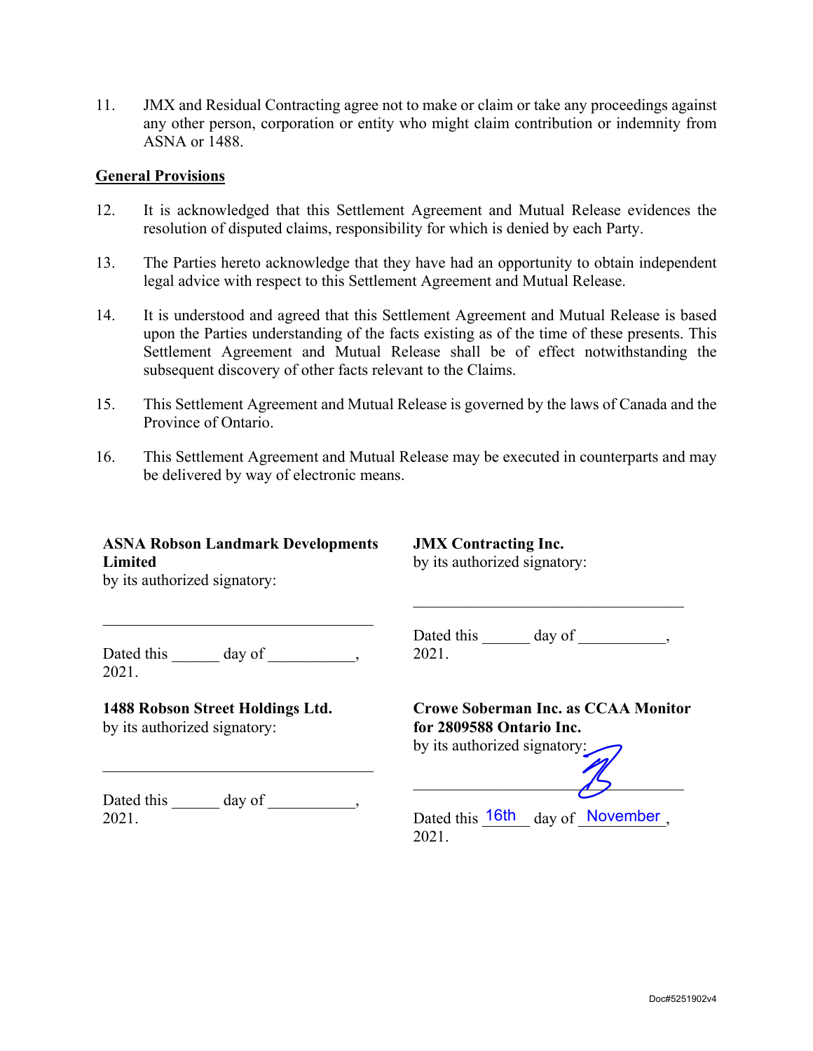11. JMX and Residual Contracting agree not to make or claim or take any proceedings against any other person, corporation or entity who might claim contribution or indemnity from ASNA or 1488.

**General Provisions**

12. It is acknowledged that this Settlement Agreement and Mutual Release evidences the resolution of disputed claims, responsibility for which is denied by each Party.

13. The Parties hereto acknowledge that they have had an opportunity to obtain independent legal advice with respect to this Settlement Agreement and Mutual Release.

14. It is understood and agreed that this Settlement Agreement and Mutual Release is based upon the Parties understanding of the facts existing as of the time of these presents. This Settlement Agreement and Mutual Release shall be of effect notwithstanding the subsequent discovery of other facts relevant to the Claims.

15. This Settlement Agreement and Mutual Release is governed by the laws of Canada and the Province of Ontario.

16. This Settlement Agreement and Mutual Release may be executed in counterparts and may be delivered by way of electronic means.

**ASNA Robson Landmark Developments Limited**
by its authorized signatory:

___________________________________

Dated this ______ day of ___________, 2021.

**JMX Contracting Inc.**
by its authorized signatory:

___________________________________

Dated this ______ day of ___________, 2021.

**1488 Robson Street Holdings Ltd.**
by its authorized signatory:

___________________________________

Dated this ______ day of ___________, 2021.

**Crowe Soberman Inc. as CCAA Monitor for 2809588 Ontario Inc.**
by its authorized signatory:

___________________________________

Dated this 16th day of November, 2021.

Doc#5251902v4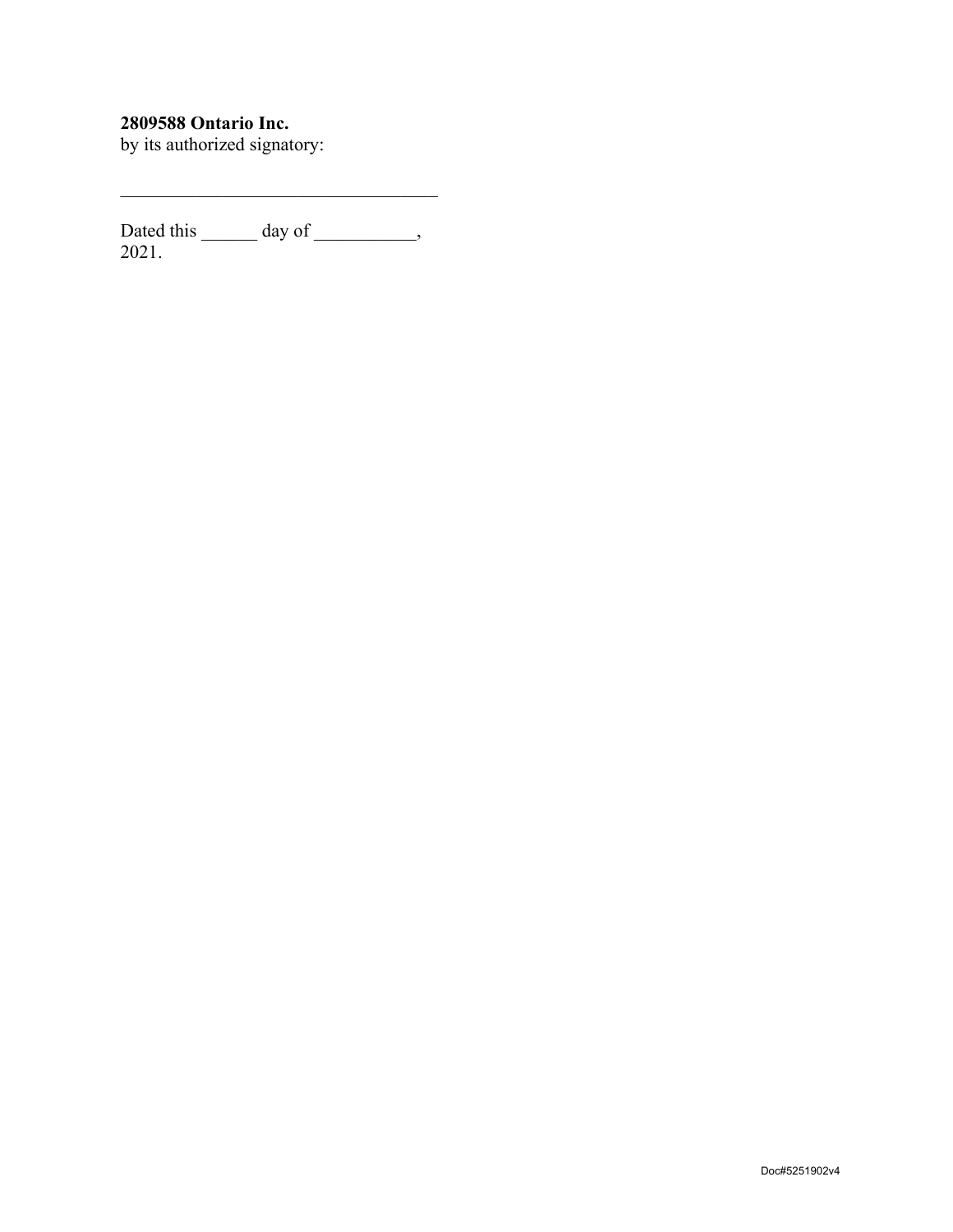**2809588 Ontario Inc.**
by its authorized signatory:

\_\_\_\_\_\_\_\_\_\_\_\_\_\_\_\_\_\_\_\_\_\_\_\_\_\_\_\_\_\_\_\_\_\_

Dated this ______ day of ___________, 2021.

Doc#5251902v4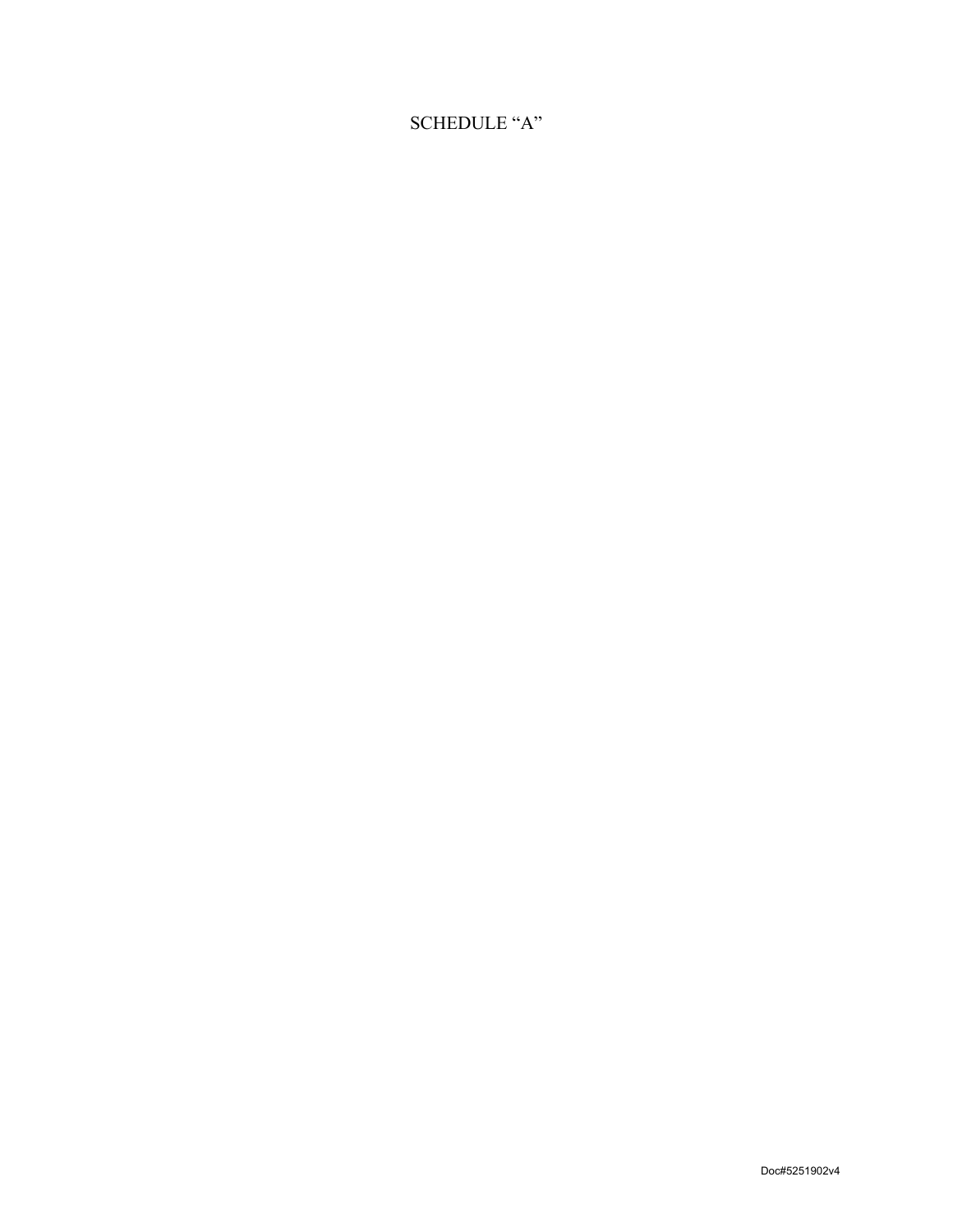# SCHEDULE "A"

Doc#5251902v4